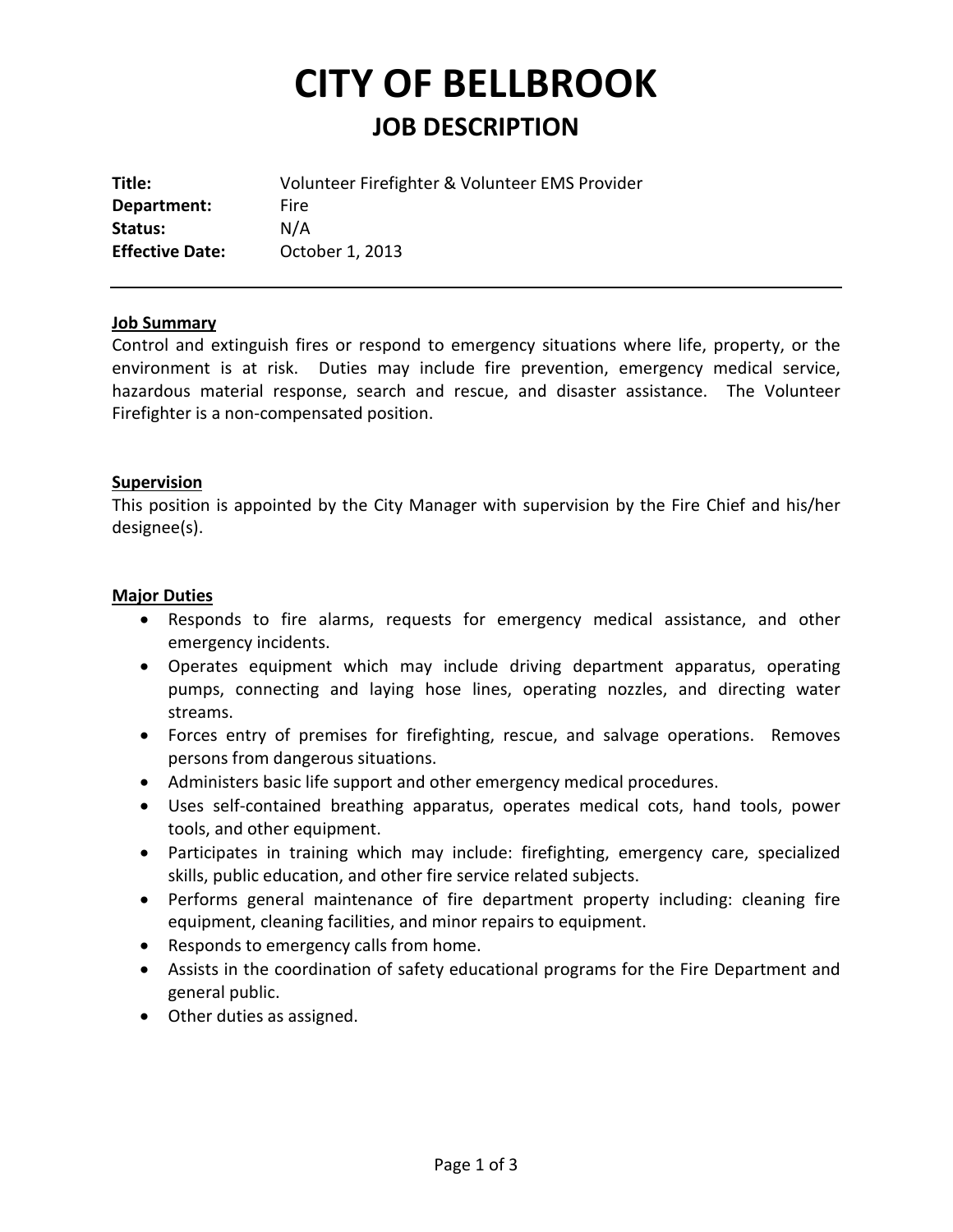# CITY OF BELLBROOK

## JOB DESCRIPTION

**Title:** Volunteer Firefighter & Volunteer EMS Provider
**Department:** Fire
**Status:** N/A
**Effective Date:** October 1, 2013

---

### Job Summary

Control and extinguish fires or respond to emergency situations where life, property, or the environment is at risk. Duties may include fire prevention, emergency medical service, hazardous material response, search and rescue, and disaster assistance. The Volunteer Firefighter is a non-compensated position.

### Supervision

This position is appointed by the City Manager with supervision by the Fire Chief and his/her designee(s).

### Major Duties

- Responds to fire alarms, requests for emergency medical assistance, and other emergency incidents.
- Operates equipment which may include driving department apparatus, operating pumps, connecting and laying hose lines, operating nozzles, and directing water streams.
- Forces entry of premises for firefighting, rescue, and salvage operations. Removes persons from dangerous situations.
- Administers basic life support and other emergency medical procedures.
- Uses self-contained breathing apparatus, operates medical cots, hand tools, power tools, and other equipment.
- Participates in training which may include: firefighting, emergency care, specialized skills, public education, and other fire service related subjects.
- Performs general maintenance of fire department property including: cleaning fire equipment, cleaning facilities, and minor repairs to equipment.
- Responds to emergency calls from home.
- Assists in the coordination of safety educational programs for the Fire Department and general public.
- Other duties as assigned.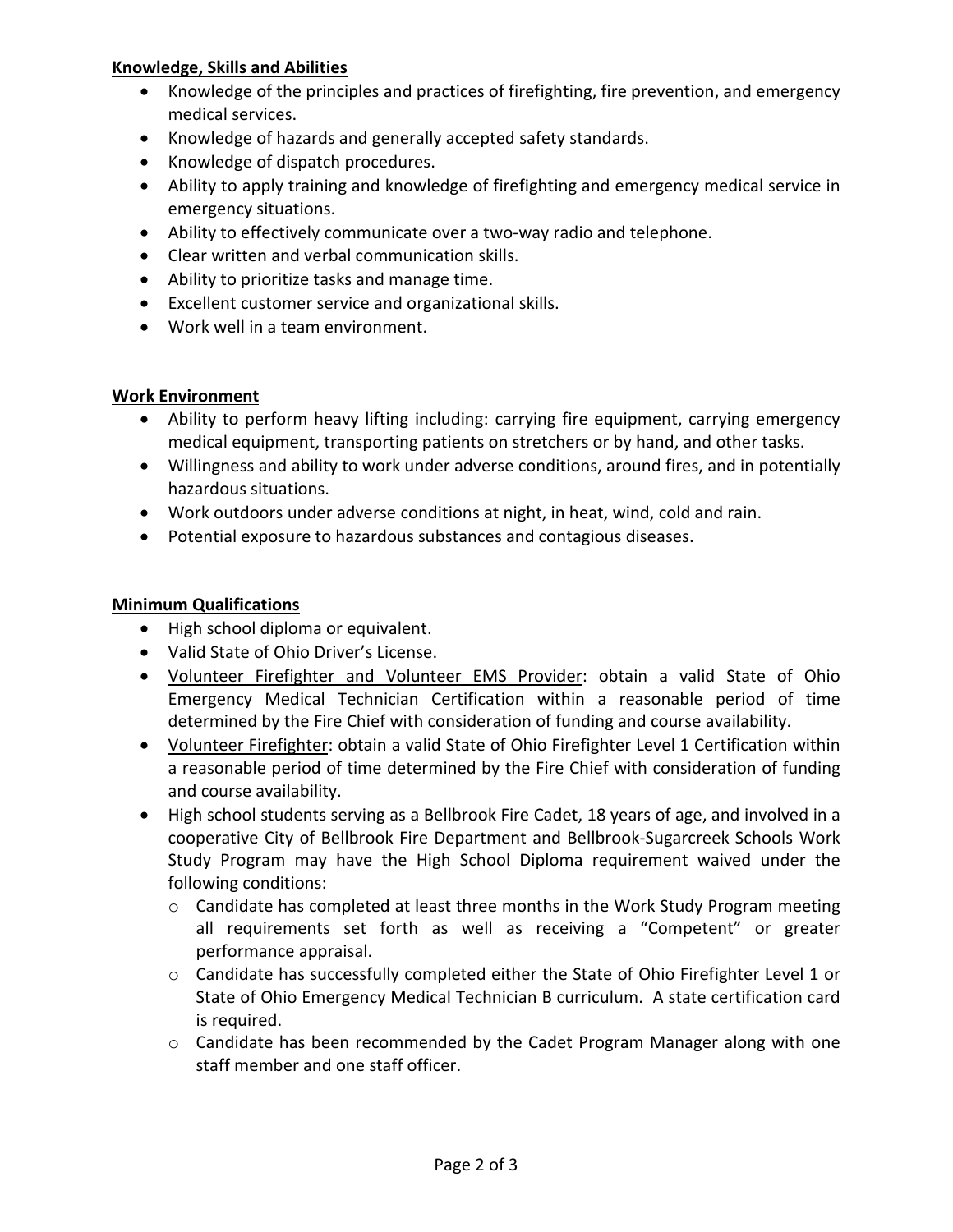**Knowledge, Skills and Abilities**

- Knowledge of the principles and practices of firefighting, fire prevention, and emergency medical services.
- Knowledge of hazards and generally accepted safety standards.
- Knowledge of dispatch procedures.
- Ability to apply training and knowledge of firefighting and emergency medical service in emergency situations.
- Ability to effectively communicate over a two-way radio and telephone.
- Clear written and verbal communication skills.
- Ability to prioritize tasks and manage time.
- Excellent customer service and organizational skills.
- Work well in a team environment.

**Work Environment**

- Ability to perform heavy lifting including: carrying fire equipment, carrying emergency medical equipment, transporting patients on stretchers or by hand, and other tasks.
- Willingness and ability to work under adverse conditions, around fires, and in potentially hazardous situations.
- Work outdoors under adverse conditions at night, in heat, wind, cold and rain.
- Potential exposure to hazardous substances and contagious diseases.

**Minimum Qualifications**

- High school diploma or equivalent.
- Valid State of Ohio Driver's License.
- Volunteer Firefighter and Volunteer EMS Provider: obtain a valid State of Ohio Emergency Medical Technician Certification within a reasonable period of time determined by the Fire Chief with consideration of funding and course availability.
- Volunteer Firefighter: obtain a valid State of Ohio Firefighter Level 1 Certification within a reasonable period of time determined by the Fire Chief with consideration of funding and course availability.
- High school students serving as a Bellbrook Fire Cadet, 18 years of age, and involved in a cooperative City of Bellbrook Fire Department and Bellbrook-Sugarcreek Schools Work Study Program may have the High School Diploma requirement waived under the following conditions:
  - Candidate has completed at least three months in the Work Study Program meeting all requirements set forth as well as receiving a "Competent" or greater performance appraisal.
  - Candidate has successfully completed either the State of Ohio Firefighter Level 1 or State of Ohio Emergency Medical Technician B curriculum. A state certification card is required.
  - Candidate has been recommended by the Cadet Program Manager along with one staff member and one staff officer.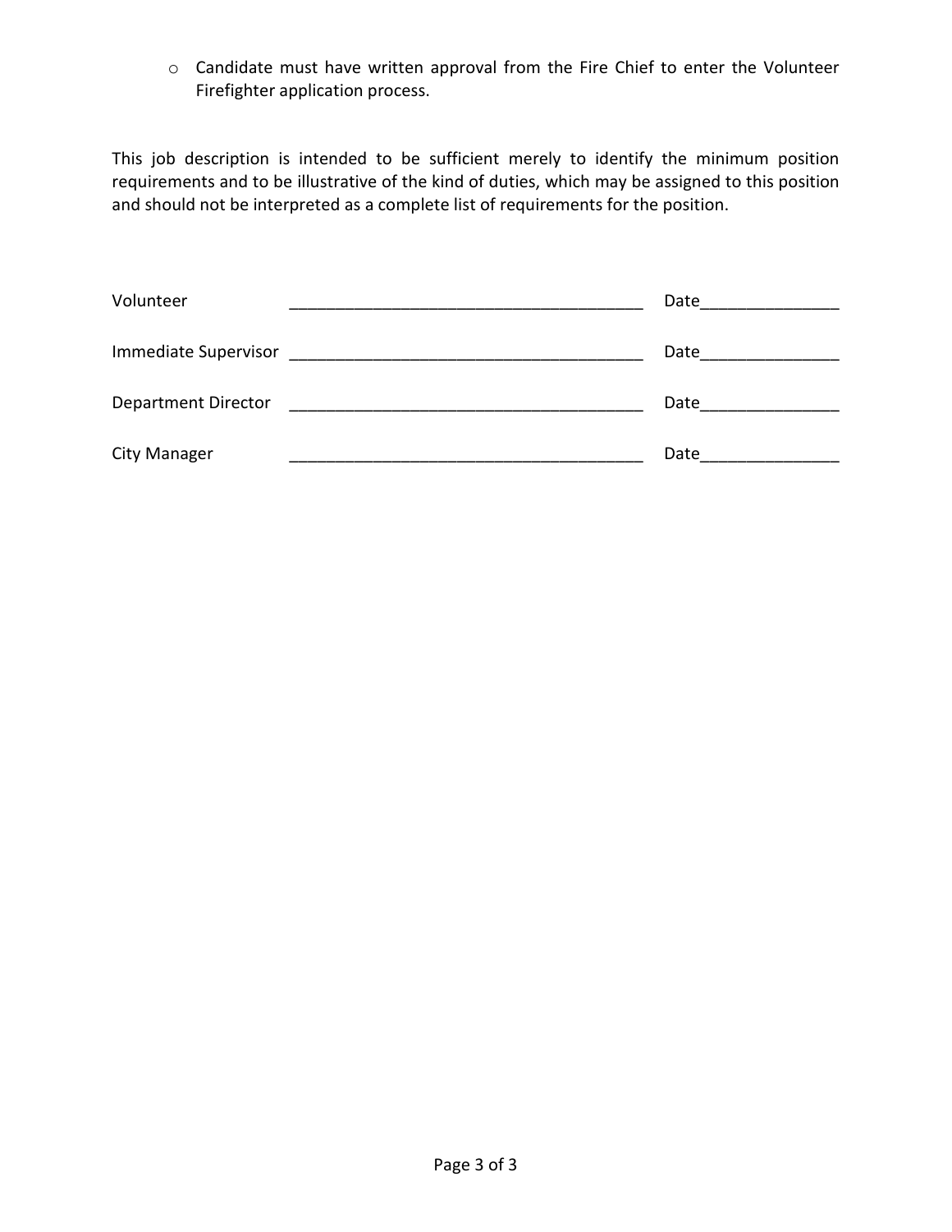- Candidate must have written approval from the Fire Chief to enter the Volunteer Firefighter application process.

This job description is intended to be sufficient merely to identify the minimum position requirements and to be illustrative of the kind of duties, which may be assigned to this position and should not be interpreted as a complete list of requirements for the position.

Volunteer _______________________________________ Date_______________

Immediate Supervisor _______________________________________ Date_______________

Department Director _______________________________________ Date_______________

City Manager _______________________________________ Date_______________